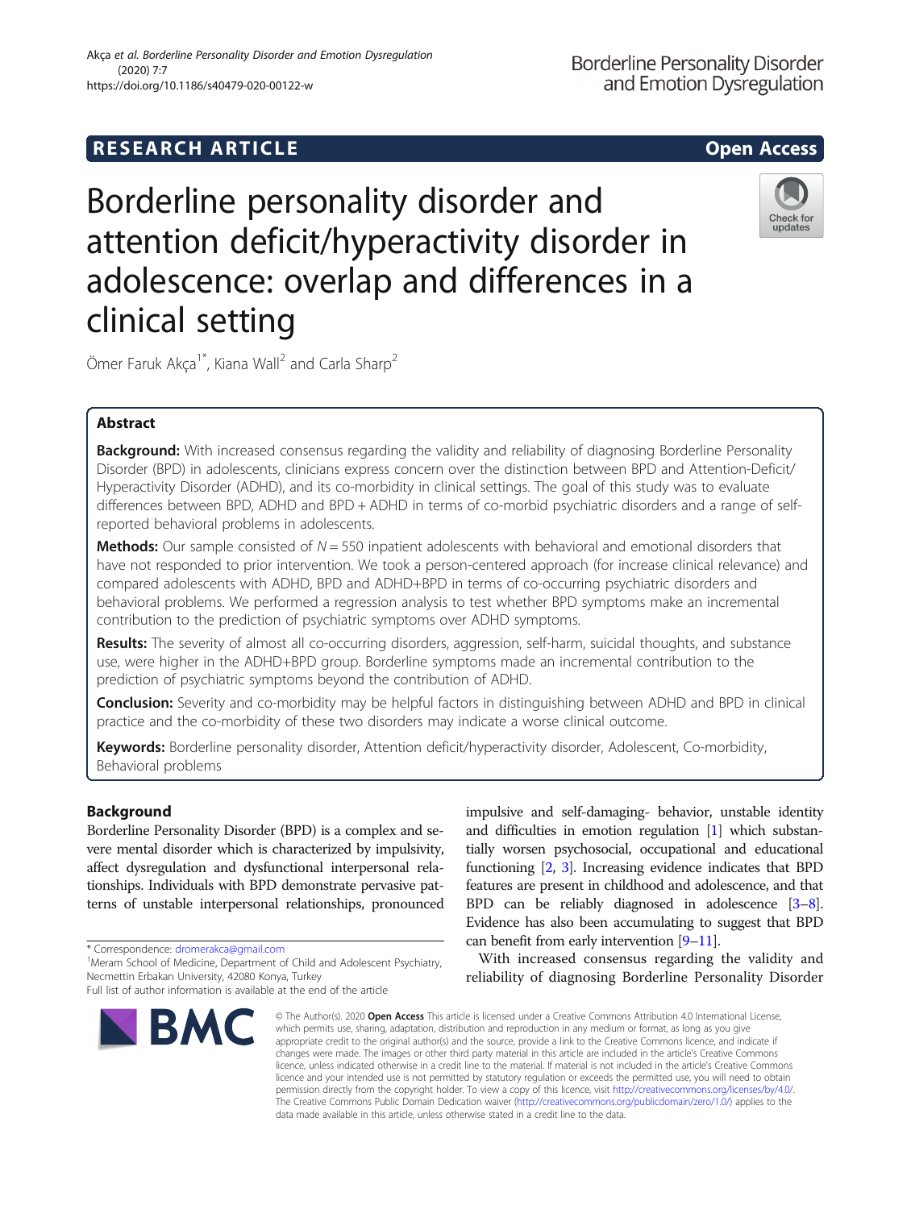RESEARCH ARTICLE

Open Access

# Borderline personality disorder and attention deficit/hyperactivity disorder in adolescence: overlap and differences in a clinical setting

Ömer Faruk Akça[1*], Kiana Wall[2] and Carla Sharp[2]

## Abstract

**Background:** With increased consensus regarding the validity and reliability of diagnosing Borderline Personality Disorder (BPD) in adolescents, clinicians express concern over the distinction between BPD and Attention-Deficit/Hyperactivity Disorder (ADHD), and its co-morbidity in clinical settings. The goal of this study was to evaluate differences between BPD, ADHD and BPD + ADHD in terms of co-morbid psychiatric disorders and a range of self-reported behavioral problems in adolescents.

**Methods:** Our sample consisted of N = 550 inpatient adolescents with behavioral and emotional disorders that have not responded to prior intervention. We took a person-centered approach (for increase clinical relevance) and compared adolescents with ADHD, BPD and ADHD+BPD in terms of co-occurring psychiatric disorders and behavioral problems. We performed a regression analysis to test whether BPD symptoms make an incremental contribution to the prediction of psychiatric symptoms over ADHD symptoms.

**Results:** The severity of almost all co-occurring disorders, aggression, self-harm, suicidal thoughts, and substance use, were higher in the ADHD+BPD group. Borderline symptoms made an incremental contribution to the prediction of psychiatric symptoms beyond the contribution of ADHD.

**Conclusion:** Severity and co-morbidity may be helpful factors in distinguishing between ADHD and BPD in clinical practice and the co-morbidity of these two disorders may indicate a worse clinical outcome.

**Keywords:** Borderline personality disorder, Attention deficit/hyperactivity disorder, Adolescent, Co-morbidity, Behavioral problems

## Background

Borderline Personality Disorder (BPD) is a complex and severe mental disorder which is characterized by impulsivity, affect dysregulation and dysfunctional interpersonal relationships. Individuals with BPD demonstrate pervasive patterns of unstable interpersonal relationships, pronounced impulsive and self-damaging- behavior, unstable identity and difficulties in emotion regulation [1] which substantially worsen psychosocial, occupational and educational functioning [2, 3]. Increasing evidence indicates that BPD features are present in childhood and adolescence, and that BPD can be reliably diagnosed in adolescence [3–8]. Evidence has also been accumulating to suggest that BPD can benefit from early intervention [9–11].

With increased consensus regarding the validity and reliability of diagnosing Borderline Personality Disorder

\* Correspondence: dromerakca@gmail.com
[1]Meram School of Medicine, Department of Child and Adolescent Psychiatry, Necmettin Erbakan University, 42080 Konya, Turkey
Full list of author information is available at the end of the article

© The Author(s). 2020 **Open Access** This article is licensed under a Creative Commons Attribution 4.0 International License, which permits use, sharing, adaptation, distribution and reproduction in any medium or format, as long as you give appropriate credit to the original author(s) and the source, provide a link to the Creative Commons licence, and indicate if changes were made. The images or other third party material in this article are included in the article's Creative Commons licence, unless indicated otherwise in a credit line to the material. If material is not included in the article's Creative Commons licence and your intended use is not permitted by statutory regulation or exceeds the permitted use, you will need to obtain permission directly from the copyright holder. To view a copy of this licence, visit http://creativecommons.org/licenses/by/4.0/. The Creative Commons Public Domain Dedication waiver (http://creativecommons.org/publicdomain/zero/1.0/) applies to the data made available in this article, unless otherwise stated in a credit line to the data.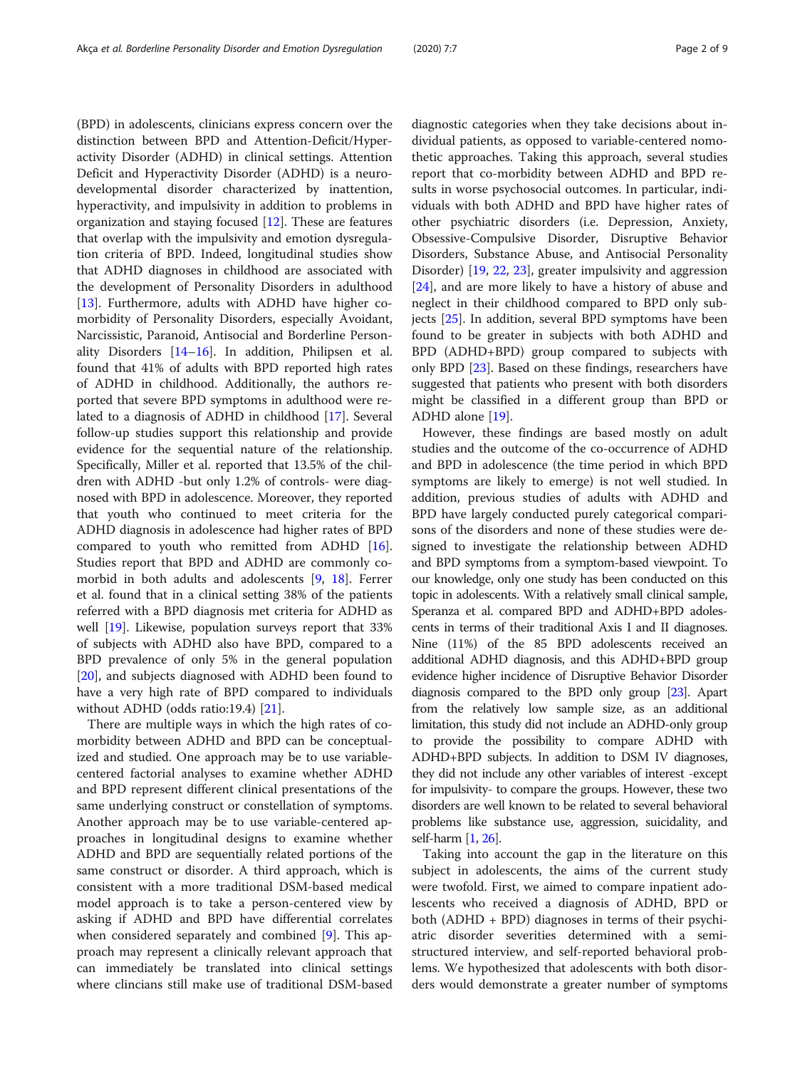(BPD) in adolescents, clinicians express concern over the distinction between BPD and Attention-Deficit/Hyperactivity Disorder (ADHD) in clinical settings. Attention Deficit and Hyperactivity Disorder (ADHD) is a neurodevelopmental disorder characterized by inattention, hyperactivity, and impulsivity in addition to problems in organization and staying focused [12]. These are features that overlap with the impulsivity and emotion dysregulation criteria of BPD. Indeed, longitudinal studies show that ADHD diagnoses in childhood are associated with the development of Personality Disorders in adulthood [13]. Furthermore, adults with ADHD have higher comorbidity of Personality Disorders, especially Avoidant, Narcissistic, Paranoid, Antisocial and Borderline Personality Disorders [14–16]. In addition, Philipsen et al. found that 41% of adults with BPD reported high rates of ADHD in childhood. Additionally, the authors reported that severe BPD symptoms in adulthood were related to a diagnosis of ADHD in childhood [17]. Several follow-up studies support this relationship and provide evidence for the sequential nature of the relationship. Specifically, Miller et al. reported that 13.5% of the children with ADHD -but only 1.2% of controls- were diagnosed with BPD in adolescence. Moreover, they reported that youth who continued to meet criteria for the ADHD diagnosis in adolescence had higher rates of BPD compared to youth who remitted from ADHD [16]. Studies report that BPD and ADHD are commonly comorbid in both adults and adolescents [9, 18]. Ferrer et al. found that in a clinical setting 38% of the patients referred with a BPD diagnosis met criteria for ADHD as well [19]. Likewise, population surveys report that 33% of subjects with ADHD also have BPD, compared to a BPD prevalence of only 5% in the general population [20], and subjects diagnosed with ADHD been found to have a very high rate of BPD compared to individuals without ADHD (odds ratio:19.4) [21].

There are multiple ways in which the high rates of comorbidity between ADHD and BPD can be conceptualized and studied. One approach may be to use variable-centered factorial analyses to examine whether ADHD and BPD represent different clinical presentations of the same underlying construct or constellation of symptoms. Another approach may be to use variable-centered approaches in longitudinal designs to examine whether ADHD and BPD are sequentially related portions of the same construct or disorder. A third approach, which is consistent with a more traditional DSM-based medical model approach is to take a person-centered view by asking if ADHD and BPD have differential correlates when considered separately and combined [9]. This approach may represent a clinically relevant approach that can immediately be translated into clinical settings where clincians still make use of traditional DSM-based diagnostic categories when they take decisions about individual patients, as opposed to variable-centered nomothetic approaches. Taking this approach, several studies report that co-morbidity between ADHD and BPD results in worse psychosocial outcomes. In particular, individuals with both ADHD and BPD have higher rates of other psychiatric disorders (i.e. Depression, Anxiety, Obsessive-Compulsive Disorder, Disruptive Behavior Disorders, Substance Abuse, and Antisocial Personality Disorder) [19, 22, 23], greater impulsivity and aggression [24], and are more likely to have a history of abuse and neglect in their childhood compared to BPD only subjects [25]. In addition, several BPD symptoms have been found to be greater in subjects with both ADHD and BPD (ADHD+BPD) group compared to subjects with only BPD [23]. Based on these findings, researchers have suggested that patients who present with both disorders might be classified in a different group than BPD or ADHD alone [19].

However, these findings are based mostly on adult studies and the outcome of the co-occurrence of ADHD and BPD in adolescence (the time period in which BPD symptoms are likely to emerge) is not well studied. In addition, previous studies of adults with ADHD and BPD have largely conducted purely categorical comparisons of the disorders and none of these studies were designed to investigate the relationship between ADHD and BPD symptoms from a symptom-based viewpoint. To our knowledge, only one study has been conducted on this topic in adolescents. With a relatively small clinical sample, Speranza et al. compared BPD and ADHD+BPD adolescents in terms of their traditional Axis I and II diagnoses. Nine (11%) of the 85 BPD adolescents received an additional ADHD diagnosis, and this ADHD+BPD group evidence higher incidence of Disruptive Behavior Disorder diagnosis compared to the BPD only group [23]. Apart from the relatively low sample size, as an additional limitation, this study did not include an ADHD-only group to provide the possibility to compare ADHD with ADHD+BPD subjects. In addition to DSM IV diagnoses, they did not include any other variables of interest -except for impulsivity- to compare the groups. However, these two disorders are well known to be related to several behavioral problems like substance use, aggression, suicidality, and self-harm [1, 26].

Taking into account the gap in the literature on this subject in adolescents, the aims of the current study were twofold. First, we aimed to compare inpatient adolescents who received a diagnosis of ADHD, BPD or both (ADHD + BPD) diagnoses in terms of their psychiatric disorder severities determined with a semi-structured interview, and self-reported behavioral problems. We hypothesized that adolescents with both disorders would demonstrate a greater number of symptoms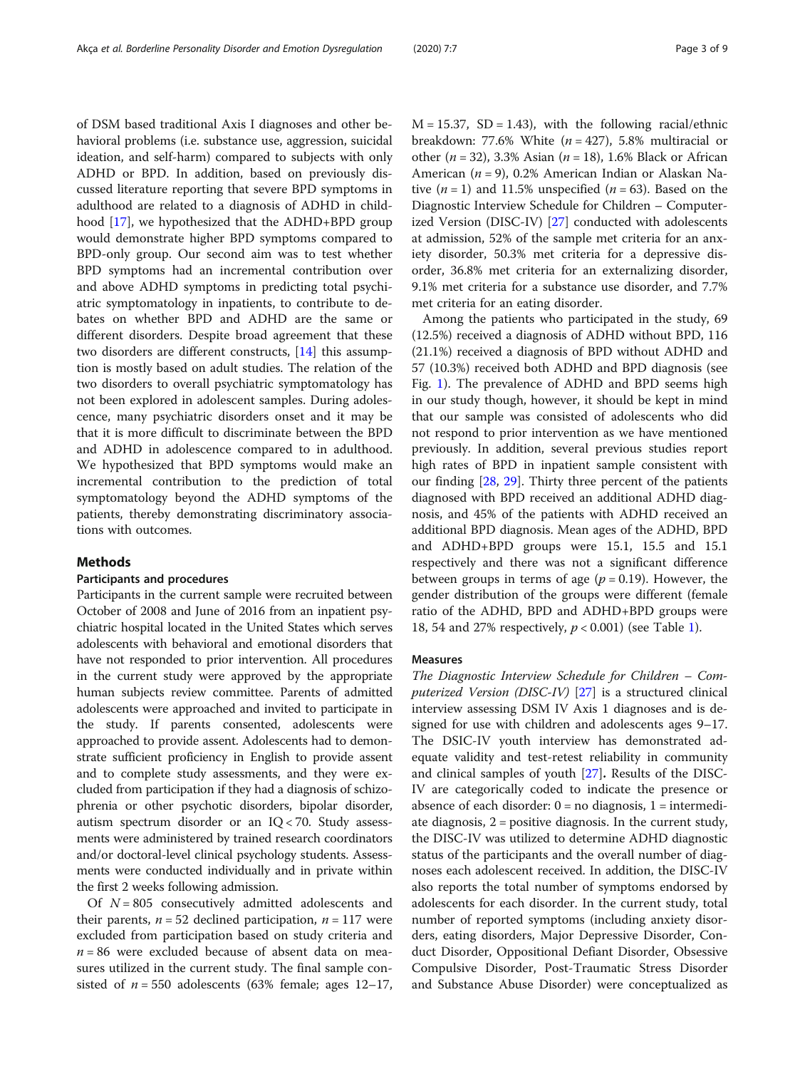of DSM based traditional Axis I diagnoses and other behavioral problems (i.e. substance use, aggression, suicidal ideation, and self-harm) compared to subjects with only ADHD or BPD. In addition, based on previously discussed literature reporting that severe BPD symptoms in adulthood are related to a diagnosis of ADHD in childhood [17], we hypothesized that the ADHD+BPD group would demonstrate higher BPD symptoms compared to BPD-only group. Our second aim was to test whether BPD symptoms had an incremental contribution over and above ADHD symptoms in predicting total psychiatric symptomatology in inpatients, to contribute to debates on whether BPD and ADHD are the same or different disorders. Despite broad agreement that these two disorders are different constructs, [14] this assumption is mostly based on adult studies. The relation of the two disorders to overall psychiatric symptomatology has not been explored in adolescent samples. During adolescence, many psychiatric disorders onset and it may be that it is more difficult to discriminate between the BPD and ADHD in adolescence compared to in adulthood. We hypothesized that BPD symptoms would make an incremental contribution to the prediction of total symptomatology beyond the ADHD symptoms of the patients, thereby demonstrating discriminatory associations with outcomes.

## Methods

### Participants and procedures

Participants in the current sample were recruited between October of 2008 and June of 2016 from an inpatient psychiatric hospital located in the United States which serves adolescents with behavioral and emotional disorders that have not responded to prior intervention. All procedures in the current study were approved by the appropriate human subjects review committee. Parents of admitted adolescents were approached and invited to participate in the study. If parents consented, adolescents were approached to provide assent. Adolescents had to demonstrate sufficient proficiency in English to provide assent and to complete study assessments, and they were excluded from participation if they had a diagnosis of schizophrenia or other psychotic disorders, bipolar disorder, autism spectrum disorder or an IQ < 70. Study assessments were administered by trained research coordinators and/or doctoral-level clinical psychology students. Assessments were conducted individually and in private within the first 2 weeks following admission.

Of $N = 805$ consecutively admitted adolescents and their parents, $n = 52$ declined participation, $n = 117$ were excluded from participation based on study criteria and $n = 86$ were excluded because of absent data on measures utilized in the current study. The final sample consisted of $n = 550$ adolescents (63% female; ages 12–17, $M = 15.37$, $SD = 1.43$), with the following racial/ethnic breakdown: 77.6% White ($n = 427$), 5.8% multiracial or other ($n = 32$), 3.3% Asian ($n = 18$), 1.6% Black or African American ($n = 9$), 0.2% American Indian or Alaskan Native ($n = 1$) and 11.5% unspecified ($n = 63$). Based on the Diagnostic Interview Schedule for Children – Computerized Version (DISC-IV) [27] conducted with adolescents at admission, 52% of the sample met criteria for an anxiety disorder, 50.3% met criteria for a depressive disorder, 36.8% met criteria for an externalizing disorder, 9.1% met criteria for a substance use disorder, and 7.7% met criteria for an eating disorder.

Among the patients who participated in the study, 69 (12.5%) received a diagnosis of ADHD without BPD, 116 (21.1%) received a diagnosis of BPD without ADHD and 57 (10.3%) received both ADHD and BPD diagnosis (see Fig. 1). The prevalence of ADHD and BPD seems high in our study though, however, it should be kept in mind that our sample was consisted of adolescents who did not respond to prior intervention as we have mentioned previously. In addition, several previous studies report high rates of BPD in inpatient sample consistent with our finding [28, 29]. Thirty three percent of the patients diagnosed with BPD received an additional ADHD diagnosis, and 45% of the patients with ADHD received an additional BPD diagnosis. Mean ages of the ADHD, BPD and ADHD+BPD groups were 15.1, 15.5 and 15.1 respectively and there was not a significant difference between groups in terms of age ($p = 0.19$). However, the gender distribution of the groups were different (female ratio of the ADHD, BPD and ADHD+BPD groups were 18, 54 and 27% respectively, $p < 0.001$) (see Table 1).

### Measures

*The Diagnostic Interview Schedule for Children – Computerized Version (DISC-IV)* [27] is a structured clinical interview assessing DSM IV Axis 1 diagnoses and is designed for use with children and adolescents ages 9–17. The DSIC-IV youth interview has demonstrated adequate validity and test-retest reliability in community and clinical samples of youth [27]**.** Results of the DISC-IV are categorically coded to indicate the presence or absence of each disorder: 0 = no diagnosis, 1 = intermediate diagnosis, 2 = positive diagnosis. In the current study, the DISC-IV was utilized to determine ADHD diagnostic status of the participants and the overall number of diagnoses each adolescent received. In addition, the DISC-IV also reports the total number of symptoms endorsed by adolescents for each disorder. In the current study, total number of reported symptoms (including anxiety disorders, eating disorders, Major Depressive Disorder, Conduct Disorder, Oppositional Defiant Disorder, Obsessive Compulsive Disorder, Post-Traumatic Stress Disorder and Substance Abuse Disorder) were conceptualized as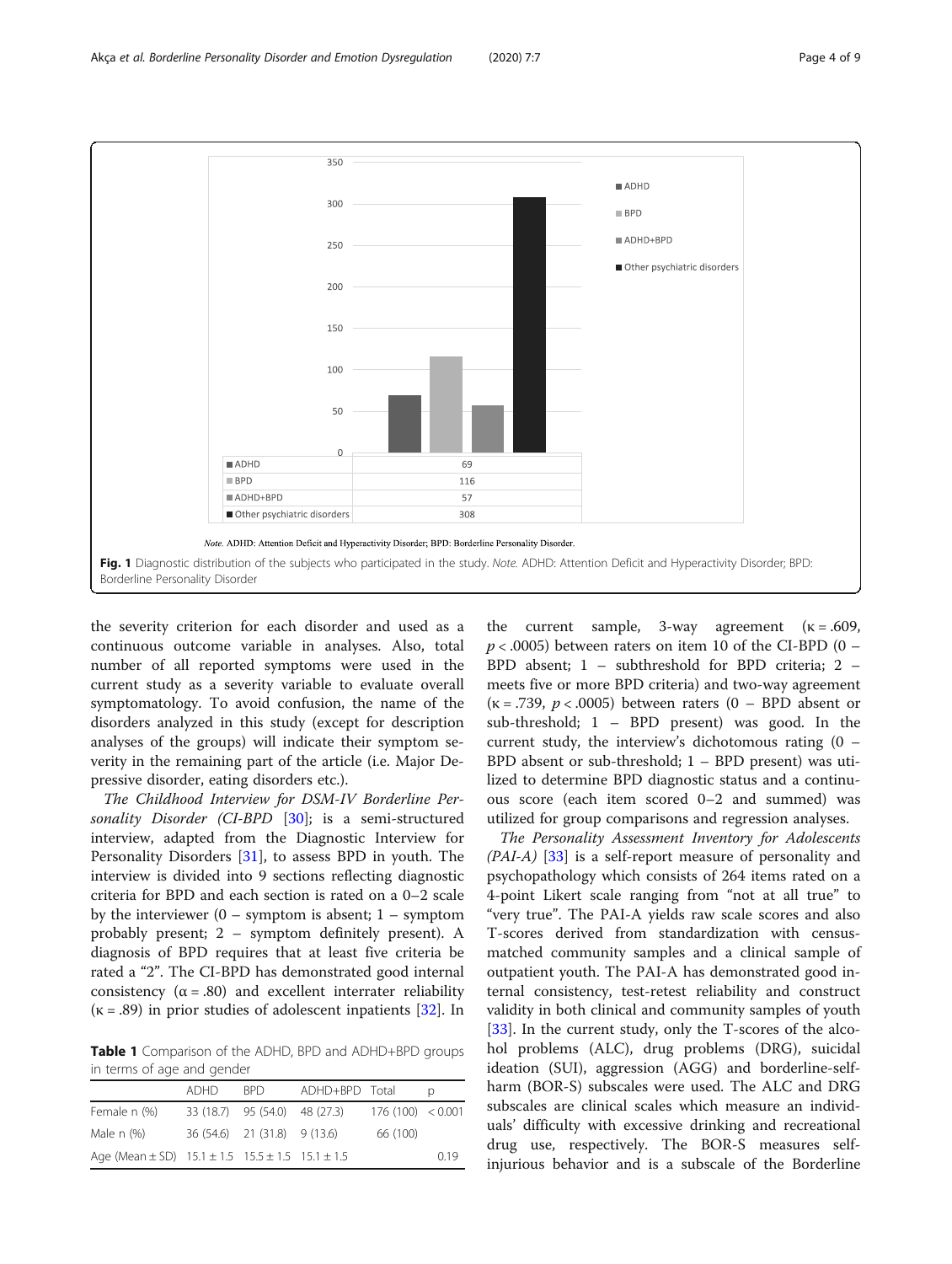Fig. 1 Diagnostic distribution of the subjects who participated in the study. *Note.* ADHD: Attention Deficit and Hyperactivity Disorder; BPD: Borderline Personality Disorder

the severity criterion for each disorder and used as a continuous outcome variable in analyses. Also, total number of all reported symptoms were used in the current study as a severity variable to evaluate overall symptomatology. To avoid confusion, the name of the disorders analyzed in this study (except for description analyses of the groups) will indicate their symptom severity in the remaining part of the article (i.e. Major Depressive disorder, eating disorders etc.).

*The Childhood Interview for DSM-IV Borderline Personality Disorder (CI-BPD* [30]; is a semi-structured interview, adapted from the Diagnostic Interview for Personality Disorders [31], to assess BPD in youth. The interview is divided into 9 sections reflecting diagnostic criteria for BPD and each section is rated on a 0–2 scale by the interviewer (0 – symptom is absent; 1 – symptom probably present; 2 – symptom definitely present). A diagnosis of BPD requires that at least five criteria be rated a "2". The CI-BPD has demonstrated good internal consistency ($\alpha = .80$) and excellent interrater reliability ($\kappa = .89$) in prior studies of adolescent inpatients [32]. In the current sample, 3-way agreement ($\kappa = .609$, $p < .0005$) between raters on item 10 of the CI-BPD (0 – BPD absent; 1 – subthreshold for BPD criteria; 2 – meets five or more BPD criteria) and two-way agreement ($\kappa = .739$, $p < .0005$) between raters (0 – BPD absent or sub-threshold; 1 – BPD present) was good. In the current study, the interview's dichotomous rating (0 – BPD absent or sub-threshold; 1 – BPD present) was utilized to determine BPD diagnostic status and a continuous score (each item scored 0–2 and summed) was utilized for group comparisons and regression analyses.

*The Personality Assessment Inventory for Adolescents (PAI-A)* [33] is a self-report measure of personality and psychopathology which consists of 264 items rated on a 4-point Likert scale ranging from "not at all true" to "very true". The PAI-A yields raw scale scores and also T-scores derived from standardization with census-matched community samples and a clinical sample of outpatient youth. The PAI-A has demonstrated good internal consistency, test-retest reliability and construct validity in both clinical and community samples of youth [33]. In the current study, only the T-scores of the alcohol problems (ALC), drug problems (DRG), suicidal ideation (SUI), aggression (AGG) and borderline-self-harm (BOR-S) subscales were used. The ALC and DRG subscales are clinical scales which measure an individuals' difficulty with excessive drinking and recreational drug use, respectively. The BOR-S measures self-injurious behavior and is a subscale of the Borderline

**Table 1** Comparison of the ADHD, BPD and ADHD+BPD groups in terms of age and gender

| | ADHD | BPD | ADHD+BPD | Total | p |
|---|---|---|---|---|---|
| Female n (%) | 33 (18.7) | 95 (54.0) | 48 (27.3) | 176 (100) | < 0.001 |
| Male n (%) | 36 (54.6) | 21 (31.8) | 9 (13.6) | 66 (100) | |
| Age (Mean ± SD) | 15.1 ± 1.5 | 15.5 ± 1.5 | 15.1 ± 1.5 | | 0.19 |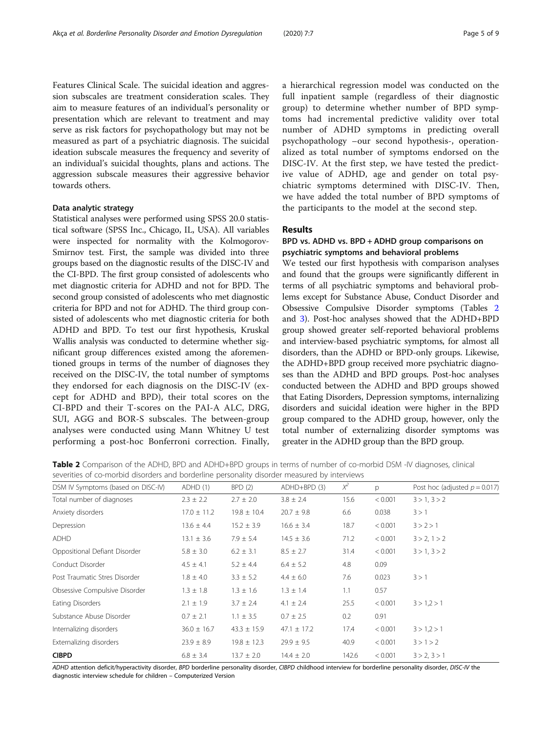Features Clinical Scale. The suicidal ideation and aggression subscales are treatment consideration scales. They aim to measure features of an individual's personality or presentation which are relevant to treatment and may serve as risk factors for psychopathology but may not be measured as part of a psychiatric diagnosis. The suicidal ideation subscale measures the frequency and severity of an individual's suicidal thoughts, plans and actions. The aggression subscale measures their aggressive behavior towards others.

### Data analytic strategy

Statistical analyses were performed using SPSS 20.0 statistical software (SPSS Inc., Chicago, IL, USA). All variables were inspected for normality with the Kolmogorov-Smirnov test. First, the sample was divided into three groups based on the diagnostic results of the DISC-IV and the CI-BPD. The first group consisted of adolescents who met diagnostic criteria for ADHD and not for BPD. The second group consisted of adolescents who met diagnostic criteria for BPD and not for ADHD. The third group consisted of adolescents who met diagnostic criteria for both ADHD and BPD. To test our first hypothesis, Kruskal Wallis analysis was conducted to determine whether significant group differences existed among the aforementioned groups in terms of the number of diagnoses they received on the DISC-IV, the total number of symptoms they endorsed for each diagnosis on the DISC-IV (except for ADHD and BPD), their total scores on the CI-BPD and their T-scores on the PAI-A ALC, DRG, SUI, AGG and BOR-S subscales. The between-group analyses were conducted using Mann Whitney U test performing a post-hoc Bonferroni correction. Finally, a hierarchical regression model was conducted on the full inpatient sample (regardless of their diagnostic group) to determine whether number of BPD symptoms had incremental predictive validity over total number of ADHD symptoms in predicting overall psychopathology –our second hypothesis-, operationalized as total number of symptoms endorsed on the DISC-IV. At the first step, we have tested the predictive value of ADHD, age and gender on total psychiatric symptoms determined with DISC-IV. Then, we have added the total number of BPD symptoms of the participants to the model at the second step.

## Results

### BPD vs. ADHD vs. BPD + ADHD group comparisons on psychiatric symptoms and behavioral problems

We tested our first hypothesis with comparison analyses and found that the groups were significantly different in terms of all psychiatric symptoms and behavioral problems except for Substance Abuse, Conduct Disorder and Obsessive Compulsive Disorder symptoms (Tables 2 and 3). Post-hoc analyses showed that the ADHD+BPD group showed greater self-reported behavioral problems and interview-based psychiatric symptoms, for almost all disorders, than the ADHD or BPD-only groups. Likewise, the ADHD+BPD group received more psychiatric diagnoses than the ADHD and BPD groups. Post-hoc analyses conducted between the ADHD and BPD groups showed that Eating Disorders, Depression symptoms, internalizing disorders and suicidal ideation were higher in the BPD group compared to the ADHD group, however, only the total number of externalizing disorder symptoms was greater in the ADHD group than the BPD group.

**Table 2** Comparison of the ADHD, BPD and ADHD+BPD groups in terms of number of co-morbid DSM -IV diagnoses, clinical severities of co-morbid disorders and borderline personality disorder measured by interviews

| DSM IV Symptoms (based on DISC-IV) | ADHD (1) | BPD (2) | ADHD+BPD (3) | $X^2$ | p | Post hoc (adjusted $p = 0.017$) |
|---|---|---|---|---|---|---|
| Total number of diagnoses | 2.3 ± 2.2 | 2.7 ± 2.0 | 3.8 ± 2.4 | 15.6 | < 0.001 | 3 > 1, 3 > 2 |
| Anxiety disorders | 17.0 ± 11.2 | 19.8 ± 10.4 | 20.7 ± 9.8 | 6.6 | 0.038 | 3 > 1 |
| Depression | 13.6 ± 4.4 | 15.2 ± 3.9 | 16.6 ± 3.4 | 18.7 | < 0.001 | 3 > 2 > 1 |
| ADHD | 13.1 ± 3.6 | 7.9 ± 5.4 | 14.5 ± 3.6 | 71.2 | < 0.001 | 3 > 2, 1 > 2 |
| Oppositional Defiant Disorder | 5.8 ± 3.0 | 6.2 ± 3.1 | 8.5 ± 2.7 | 31.4 | < 0.001 | 3 > 1, 3 > 2 |
| Conduct Disorder | 4.5 ± 4.1 | 5.2 ± 4.4 | 6.4 ± 5.2 | 4.8 | 0.09 | |
| Post Traumatic Stres Disorder | 1.8 ± 4.0 | 3.3 ± 5.2 | 4.4 ± 6.0 | 7.6 | 0.023 | 3 > 1 |
| Obsessive Compulsive Disorder | 1.3 ± 1.8 | 1.3 ± 1.6 | 1.3 ± 1.4 | 1.1 | 0.57 | |
| Eating Disorders | 2.1 ± 1.9 | 3.7 ± 2.4 | 4.1 ± 2.4 | 25.5 | < 0.001 | 3 > 1,2 > 1 |
| Substance Abuse Disorder | 0.7 ± 2.1 | 1.1 ± 3.5 | 0.7 ± 2.5 | 0.2 | 0.91 | |
| Internalizing disorders | 36.0 ± 16.7 | 43.3 ± 15.9 | 47.1 ± 17.2 | 17.4 | < 0.001 | 3 > 1,2 > 1 |
| Externalizing disorders | 23.9 ± 8.9 | 19.8 ± 12.3 | 29.9 ± 9.5 | 40.9 | < 0.001 | 3 > 1 > 2 |
| **CIBPD** | 6.8 ± 3.4 | 13.7 ± 2.0 | 14.4 ± 2.0 | 142.6 | < 0.001 | 3 > 2, 3 > 1 |

*ADHD* attention deficit/hyperactivity disorder, *BPD* borderline personality disorder, *CIBPD* childhood interview for borderline personality disorder, *DISC-IV* the diagnostic interview schedule for children – Computerized Version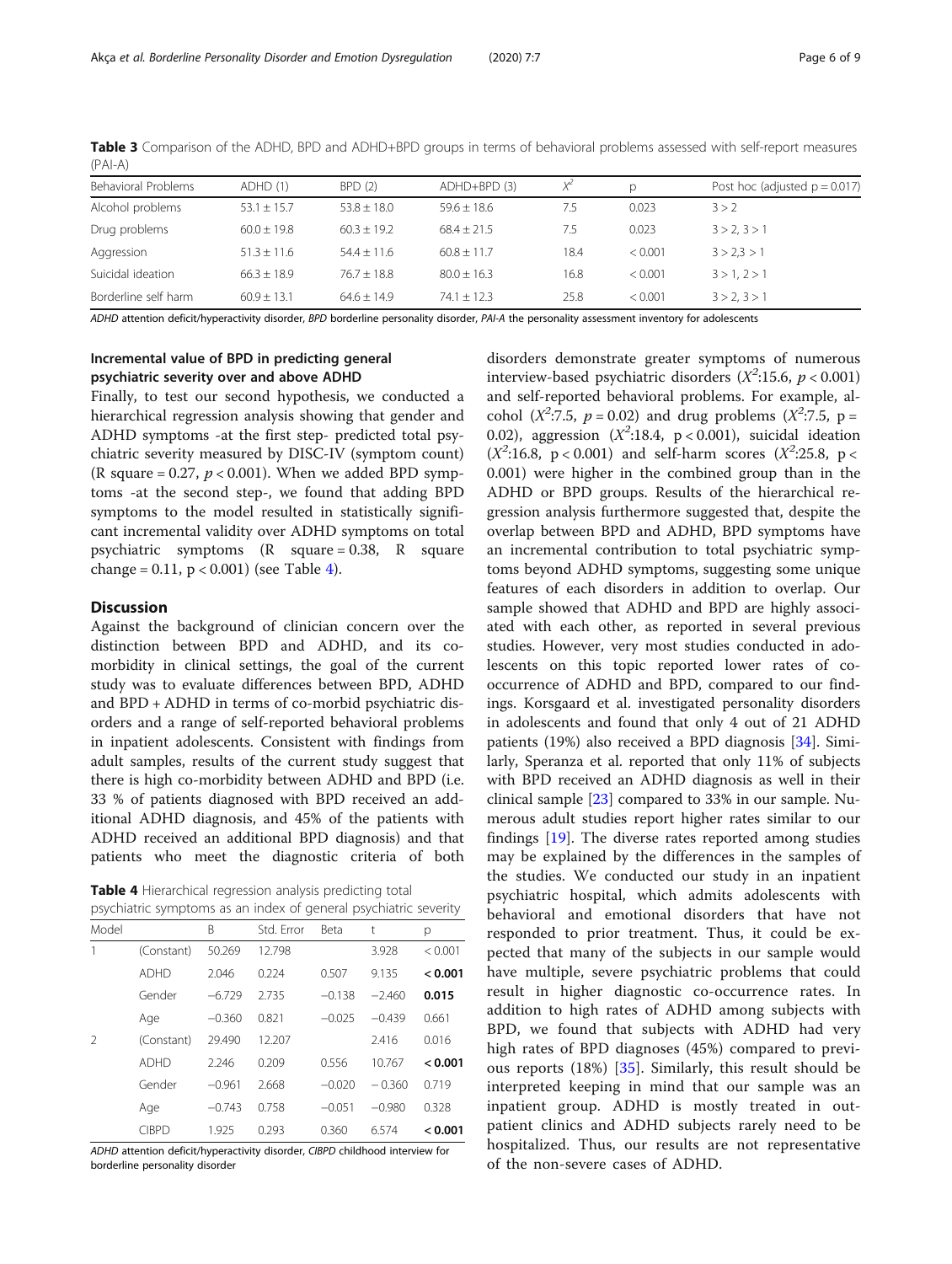**Table 3** Comparison of the ADHD, BPD and ADHD+BPD groups in terms of behavioral problems assessed with self-report measures (PAI-A)

| Behavioral Problems | ADHD (1) | BPD (2) | ADHD+BPD (3) | $X^2$ | p | Post hoc (adjusted p = 0.017) |
|---|---|---|---|---|---|---|
| Alcohol problems | 53.1 ± 15.7 | 53.8 ± 18.0 | 59.6 ± 18.6 | 7.5 | 0.023 | 3 > 2 |
| Drug problems | 60.0 ± 19.8 | 60.3 ± 19.2 | 68.4 ± 21.5 | 7.5 | 0.023 | 3 > 2, 3 > 1 |
| Aggression | 51.3 ± 11.6 | 54.4 ± 11.6 | 60.8 ± 11.7 | 18.4 | < 0.001 | 3 > 2,3 > 1 |
| Suicidal ideation | 66.3 ± 18.9 | 76.7 ± 18.8 | 80.0 ± 16.3 | 16.8 | < 0.001 | 3 > 1, 2 > 1 |
| Borderline self harm | 60.9 ± 13.1 | 64.6 ± 14.9 | 74.1 ± 12.3 | 25.8 | < 0.001 | 3 > 2, 3 > 1 |

*ADHD* attention deficit/hyperactivity disorder, *BPD* borderline personality disorder, *PAI-A* the personality assessment inventory for adolescents

### Incremental value of BPD in predicting general psychiatric severity over and above ADHD

Finally, to test our second hypothesis, we conducted a hierarchical regression analysis showing that gender and ADHD symptoms -at the first step- predicted total psychiatric severity measured by DISC-IV (symptom count) (R square = 0.27, $p < 0.001$). When we added BPD symptoms -at the second step-, we found that adding BPD symptoms to the model resulted in statistically significant incremental validity over ADHD symptoms on total psychiatric symptoms (R square = 0.38, R square change = 0.11, p < 0.001) (see Table 4).

## Discussion

Against the background of clinician concern over the distinction between BPD and ADHD, and its co-morbidity in clinical settings, the goal of the current study was to evaluate differences between BPD, ADHD and BPD + ADHD in terms of co-morbid psychiatric disorders and a range of self-reported behavioral problems in inpatient adolescents. Consistent with findings from adult samples, results of the current study suggest that there is high co-morbidity between ADHD and BPD (i.e. 33 % of patients diagnosed with BPD received an additional ADHD diagnosis, and 45% of the patients with ADHD received an additional BPD diagnosis) and that patients who meet the diagnostic criteria of both disorders demonstrate greater symptoms of numerous interview-based psychiatric disorders ($X^2$:15.6, $p < 0.001$) and self-reported behavioral problems. For example, alcohol ($X^2$:7.5, $p = 0.02$) and drug problems ($X^2$:7.5, p = 0.02), aggression ($X^2$:18.4, p < 0.001), suicidal ideation ($X^2$:16.8, p < 0.001) and self-harm scores ($X^2$:25.8, p < 0.001) were higher in the combined group than in the ADHD or BPD groups. Results of the hierarchical regression analysis furthermore suggested that, despite the overlap between BPD and ADHD, BPD symptoms have an incremental contribution to total psychiatric symptoms beyond ADHD symptoms, suggesting some unique features of each disorders in addition to overlap. Our sample showed that ADHD and BPD are highly associated with each other, as reported in several previous studies. However, very most studies conducted in adolescents on this topic reported lower rates of co-occurrence of ADHD and BPD, compared to our findings. Korsgaard et al. investigated personality disorders in adolescents and found that only 4 out of 21 ADHD patients (19%) also received a BPD diagnosis [34]. Similarly, Speranza et al. reported that only 11% of subjects with BPD received an ADHD diagnosis as well in their clinical sample [23] compared to 33% in our sample. Numerous adult studies report higher rates similar to our findings [19]. The diverse rates reported among studies may be explained by the differences in the samples of the studies. We conducted our study in an inpatient psychiatric hospital, which admits adolescents with behavioral and emotional disorders that have not responded to prior treatment. Thus, it could be expected that many of the subjects in our sample would have multiple, severe psychiatric problems that could result in higher diagnostic co-occurrence rates. In addition to high rates of ADHD among subjects with BPD, we found that subjects with ADHD had very high rates of BPD diagnoses (45%) compared to previous reports (18%) [35]. Similarly, this result should be interpreted keeping in mind that our sample was an inpatient group. ADHD is mostly treated in outpatient clinics and ADHD subjects rarely need to be hospitalized. Thus, our results are not representative of the non-severe cases of ADHD.

**Table 4** Hierarchical regression analysis predicting total psychiatric symptoms as an index of general psychiatric severity

| Model | | B | Std. Error | Beta | t | p |
|---|---|---|---|---|---|---|
| 1 | (Constant) | 50.269 | 12.798 | | 3.928 | < 0.001 |
| | ADHD | 2.046 | 0.224 | 0.507 | 9.135 | **< 0.001** |
| | Gender | −6.729 | 2.735 | −0.138 | −2.460 | **0.015** |
| | Age | −0.360 | 0.821 | −0.025 | −0.439 | 0.661 |
| 2 | (Constant) | 29.490 | 12.207 | | 2.416 | 0.016 |
| | ADHD | 2.246 | 0.209 | 0.556 | 10.767 | **< 0.001** |
| | Gender | −0.961 | 2.668 | −0.020 | − 0.360 | 0.719 |
| | Age | −0.743 | 0.758 | −0.051 | −0.980 | 0.328 |
| | CIBPD | 1.925 | 0.293 | 0.360 | 6.574 | **< 0.001** |

*ADHD* attention deficit/hyperactivity disorder, *CIBPD* childhood interview for borderline personality disorder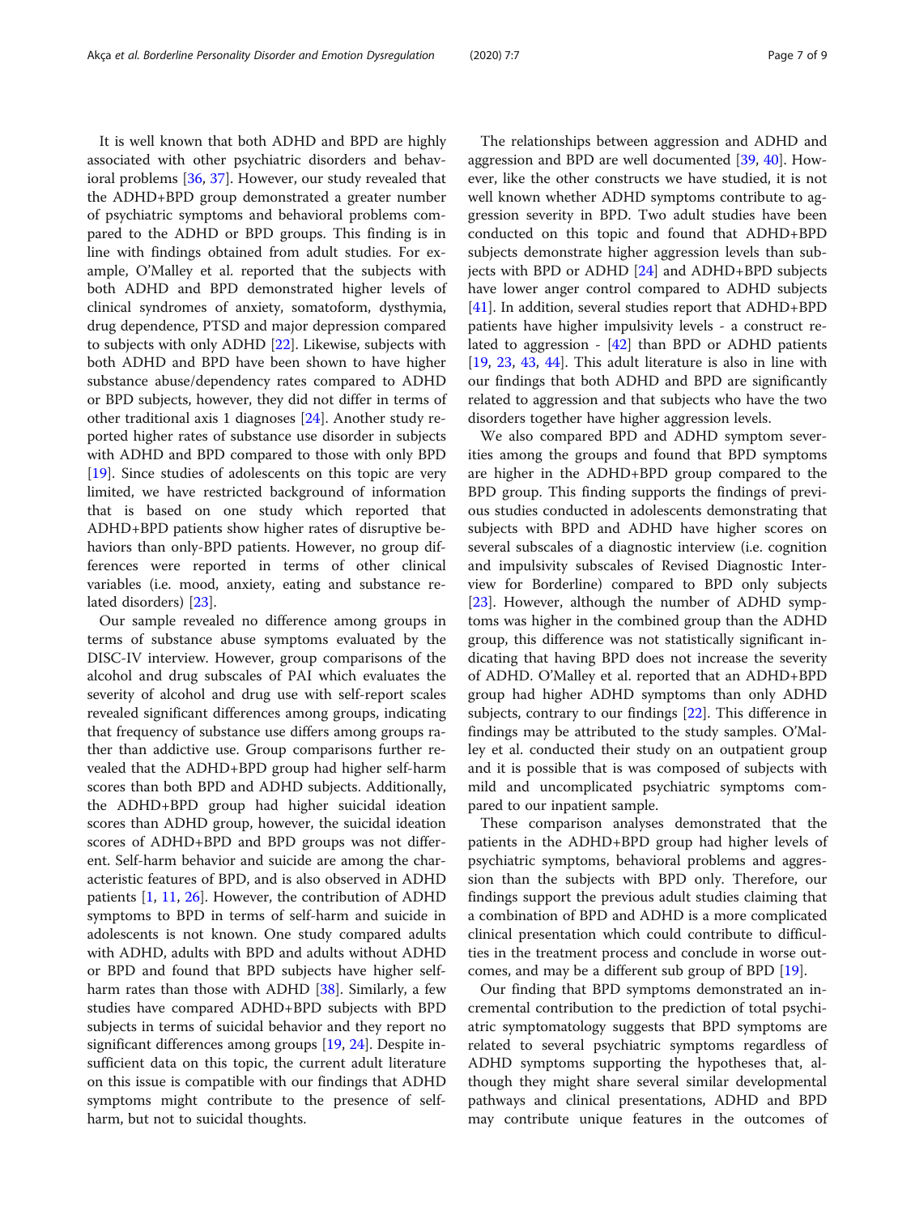It is well known that both ADHD and BPD are highly associated with other psychiatric disorders and behavioral problems [36, 37]. However, our study revealed that the ADHD+BPD group demonstrated a greater number of psychiatric symptoms and behavioral problems compared to the ADHD or BPD groups. This finding is in line with findings obtained from adult studies. For example, O'Malley et al. reported that the subjects with both ADHD and BPD demonstrated higher levels of clinical syndromes of anxiety, somatoform, dysthymia, drug dependence, PTSD and major depression compared to subjects with only ADHD [22]. Likewise, subjects with both ADHD and BPD have been shown to have higher substance abuse/dependency rates compared to ADHD or BPD subjects, however, they did not differ in terms of other traditional axis 1 diagnoses [24]. Another study reported higher rates of substance use disorder in subjects with ADHD and BPD compared to those with only BPD [19]. Since studies of adolescents on this topic are very limited, we have restricted background of information that is based on one study which reported that ADHD+BPD patients show higher rates of disruptive behaviors than only-BPD patients. However, no group differences were reported in terms of other clinical variables (i.e. mood, anxiety, eating and substance related disorders) [23].

Our sample revealed no difference among groups in terms of substance abuse symptoms evaluated by the DISC-IV interview. However, group comparisons of the alcohol and drug subscales of PAI which evaluates the severity of alcohol and drug use with self-report scales revealed significant differences among groups, indicating that frequency of substance use differs among groups rather than addictive use. Group comparisons further revealed that the ADHD+BPD group had higher self-harm scores than both BPD and ADHD subjects. Additionally, the ADHD+BPD group had higher suicidal ideation scores than ADHD group, however, the suicidal ideation scores of ADHD+BPD and BPD groups was not different. Self-harm behavior and suicide are among the characteristic features of BPD, and is also observed in ADHD patients [1, 11, 26]. However, the contribution of ADHD symptoms to BPD in terms of self-harm and suicide in adolescents is not known. One study compared adults with ADHD, adults with BPD and adults without ADHD or BPD and found that BPD subjects have higher self-harm rates than those with ADHD [38]. Similarly, a few studies have compared ADHD+BPD subjects with BPD subjects in terms of suicidal behavior and they report no significant differences among groups [19, 24]. Despite insufficient data on this topic, the current adult literature on this issue is compatible with our findings that ADHD symptoms might contribute to the presence of self-harm, but not to suicidal thoughts.

The relationships between aggression and ADHD and aggression and BPD are well documented [39, 40]. However, like the other constructs we have studied, it is not well known whether ADHD symptoms contribute to aggression severity in BPD. Two adult studies have been conducted on this topic and found that ADHD+BPD subjects demonstrate higher aggression levels than subjects with BPD or ADHD [24] and ADHD+BPD subjects have lower anger control compared to ADHD subjects [41]. In addition, several studies report that ADHD+BPD patients have higher impulsivity levels - a construct related to aggression - [42] than BPD or ADHD patients [19, 23, 43, 44]. This adult literature is also in line with our findings that both ADHD and BPD are significantly related to aggression and that subjects who have the two disorders together have higher aggression levels.

We also compared BPD and ADHD symptom severities among the groups and found that BPD symptoms are higher in the ADHD+BPD group compared to the BPD group. This finding supports the findings of previous studies conducted in adolescents demonstrating that subjects with BPD and ADHD have higher scores on several subscales of a diagnostic interview (i.e. cognition and impulsivity subscales of Revised Diagnostic Interview for Borderline) compared to BPD only subjects [23]. However, although the number of ADHD symptoms was higher in the combined group than the ADHD group, this difference was not statistically significant indicating that having BPD does not increase the severity of ADHD. O'Malley et al. reported that an ADHD+BPD group had higher ADHD symptoms than only ADHD subjects, contrary to our findings [22]. This difference in findings may be attributed to the study samples. O'Malley et al. conducted their study on an outpatient group and it is possible that is was composed of subjects with mild and uncomplicated psychiatric symptoms compared to our inpatient sample.

These comparison analyses demonstrated that the patients in the ADHD+BPD group had higher levels of psychiatric symptoms, behavioral problems and aggression than the subjects with BPD only. Therefore, our findings support the previous adult studies claiming that a combination of BPD and ADHD is a more complicated clinical presentation which could contribute to difficulties in the treatment process and conclude in worse outcomes, and may be a different sub group of BPD [19].

Our finding that BPD symptoms demonstrated an incremental contribution to the prediction of total psychiatric symptomatology suggests that BPD symptoms are related to several psychiatric symptoms regardless of ADHD symptoms supporting the hypotheses that, although they might share several similar developmental pathways and clinical presentations, ADHD and BPD may contribute unique features in the outcomes of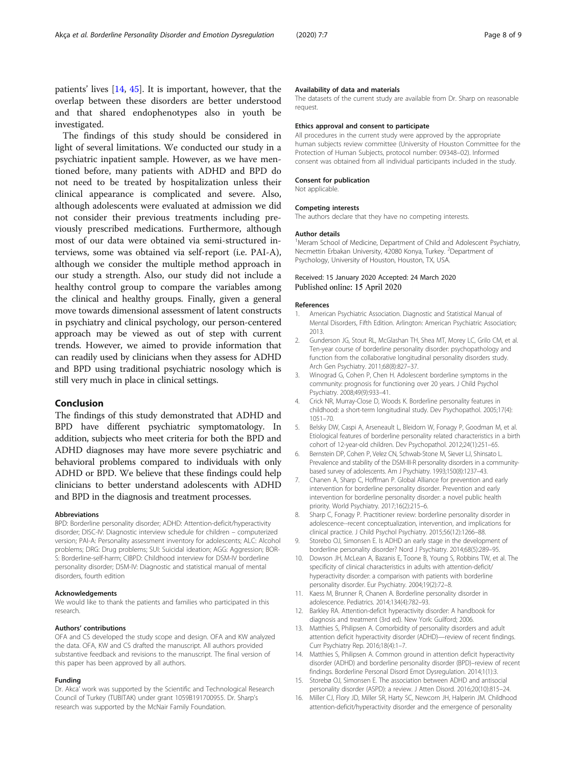patients' lives [14, 45]. It is important, however, that the overlap between these disorders are better understood and that shared endophenotypes also in youth be investigated.

The findings of this study should be considered in light of several limitations. We conducted our study in a psychiatric inpatient sample. However, as we have mentioned before, many patients with ADHD and BPD do not need to be treated by hospitalization unless their clinical appearance is complicated and severe. Also, although adolescents were evaluated at admission we did not consider their previous treatments including previously prescribed medications. Furthermore, although most of our data were obtained via semi-structured interviews, some was obtained via self-report (i.e. PAI-A), although we consider the multiple method approach in our study a strength. Also, our study did not include a healthy control group to compare the variables among the clinical and healthy groups. Finally, given a general move towards dimensional assessment of latent constructs in psychiatry and clinical psychology, our person-centered approach may be viewed as out of step with current trends. However, we aimed to provide information that can readily used by clinicians when they assess for ADHD and BPD using traditional psychiatric nosology which is still very much in place in clinical settings.

## Conclusion

The findings of this study demonstrated that ADHD and BPD have different psychiatric symptomatology. In addition, subjects who meet criteria for both the BPD and ADHD diagnoses may have more severe psychiatric and behavioral problems compared to individuals with only ADHD or BPD. We believe that these findings could help clinicians to better understand adolescents with ADHD and BPD in the diagnosis and treatment processes.

#### Abbreviations

BPD: Borderline personality disorder; ADHD: Attention-deficit/hyperactivity disorder; DISC-IV: Diagnostic interview schedule for children – computerized version; PAI-A: Personality assessment inventory for adolescents; ALC: Alcohol problems; DRG: Drug problems; SUI: Suicidal ideation; AGG: Aggression; BOR-S: Borderline-self-harm; CIBPD: Childhood interview for DSM-IV borderline personality disorder; DSM-IV: Diagnostic and statistical manual of mental disorders, fourth edition

#### Acknowledgements

We would like to thank the patients and families who participated in this research.

#### Authors' contributions

OFA and CS developed the study scope and design. OFA and KW analyzed the data. OFA, KW and CS drafted the manuscript. All authors provided substantive feedback and revisions to the manuscript. The final version of this paper has been approved by all authors.

#### Funding

Dr. Akca' work was supported by the Scientific and Technological Research Council of Turkey (TUBITAK) under grant 1059B191700955. Dr. Sharp's research was supported by the McNair Family Foundation.

#### Availability of data and materials

The datasets of the current study are available from Dr. Sharp on reasonable request.

#### Ethics approval and consent to participate

All procedures in the current study were approved by the appropriate human subjects review committee (University of Houston Committee for the Protection of Human Subjects, protocol number: 09348–02). Informed consent was obtained from all individual participants included in the study.

#### Consent for publication

Not applicable.

#### Competing interests

The authors declare that they have no competing interests.

#### Author details

[1]Meram School of Medicine, Department of Child and Adolescent Psychiatry, Necmettin Erbakan University, 42080 Konya, Turkey. [2]Department of Psychology, University of Houston, Houston, TX, USA.

Received: 15 January 2020 Accepted: 24 March 2020
Published online: 15 April 2020

#### References

1. American Psychiatric Association. Diagnostic and Statistical Manual of Mental Disorders, Fifth Edition. Arlington: American Psychiatric Association; 2013.
2. Gunderson JG, Stout RL, McGlashan TH, Shea MT, Morey LC, Grilo CM, et al. Ten-year course of borderline personality disorder: psychopathology and function from the collaborative longitudinal personality disorders study. Arch Gen Psychiatry. 2011;68(8):827–37.
3. Winograd G, Cohen P, Chen H. Adolescent borderline symptoms in the community: prognosis for functioning over 20 years. J Child Psychol Psychiatry. 2008;49(9):933–41.
4. Crick NR, Murray-Close D, Woods K. Borderline personality features in childhood: a short-term longitudinal study. Dev Psychopathol. 2005;17(4):1051–70.
5. Belsky DW, Caspi A, Arseneault L, Bleidorn W, Fonagy P, Goodman M, et al. Etiological features of borderline personality related characteristics in a birth cohort of 12-year-old children. Dev Psychopathol. 2012;24(1):251–65.
6. Bernstein DP, Cohen P, Velez CN, Schwab-Stone M, Siever LJ, Shinsato L. Prevalence and stability of the DSM-III-R personality disorders in a community-based survey of adolescents. Am J Psychiatry. 1993;150(8):1237–43.
7. Chanen A, Sharp C, Hoffman P. Global Alliance for prevention and early intervention for borderline personality disorder. Prevention and early intervention for borderline personality disorder: a novel public health priority. World Psychiatry. 2017;16(2):215–6.
8. Sharp C, Fonagy P. Practitioner review: borderline personality disorder in adolescence--recent conceptualization, intervention, and implications for clinical practice. J Child Psychol Psychiatry. 2015;56(12):1266–88.
9. Storebo OJ, Simonsen E. Is ADHD an early stage in the development of borderline personality disorder? Nord J Psychiatry. 2014;68(5):289–95.
10. Dowson JH, McLean A, Bazanis E, Toone B, Young S, Robbins TW, et al. The specificity of clinical characteristics in adults with attention-deficit/hyperactivity disorder: a comparison with patients with borderline personality disorder. Eur Psychiatry. 2004;19(2):72–8.
11. Kaess M, Brunner R, Chanen A. Borderline personality disorder in adolescence. Pediatrics. 2014;134(4):782–93.
12. Barkley RA. Attention-deficit hyperactivity disorder: A handbook for diagnosis and treatment (3rd ed). New York: Guilford; 2006.
13. Matthies S, Philipsen A. Comorbidity of personality disorders and adult attention deficit hyperactivity disorder (ADHD)—review of recent findings. Curr Psychiatry Rep. 2016;18(4):1–7.
14. Matthies S, Philipsen A. Common ground in attention deficit hyperactivity disorder (ADHD) and borderline personality disorder (BPD)–review of recent findings. Borderline Personal Disord Emot Dysregulation. 2014;1(1):3.
15. Storebø OJ, Simonsen E. The association between ADHD and antisocial personality disorder (ASPD): a review. J Atten Disord. 2016;20(10):815–24.
16. Miller CJ, Flory JD, Miller SR, Harty SC, Newcorn JH, Halperin JM. Childhood attention-deficit/hyperactivity disorder and the emergence of personality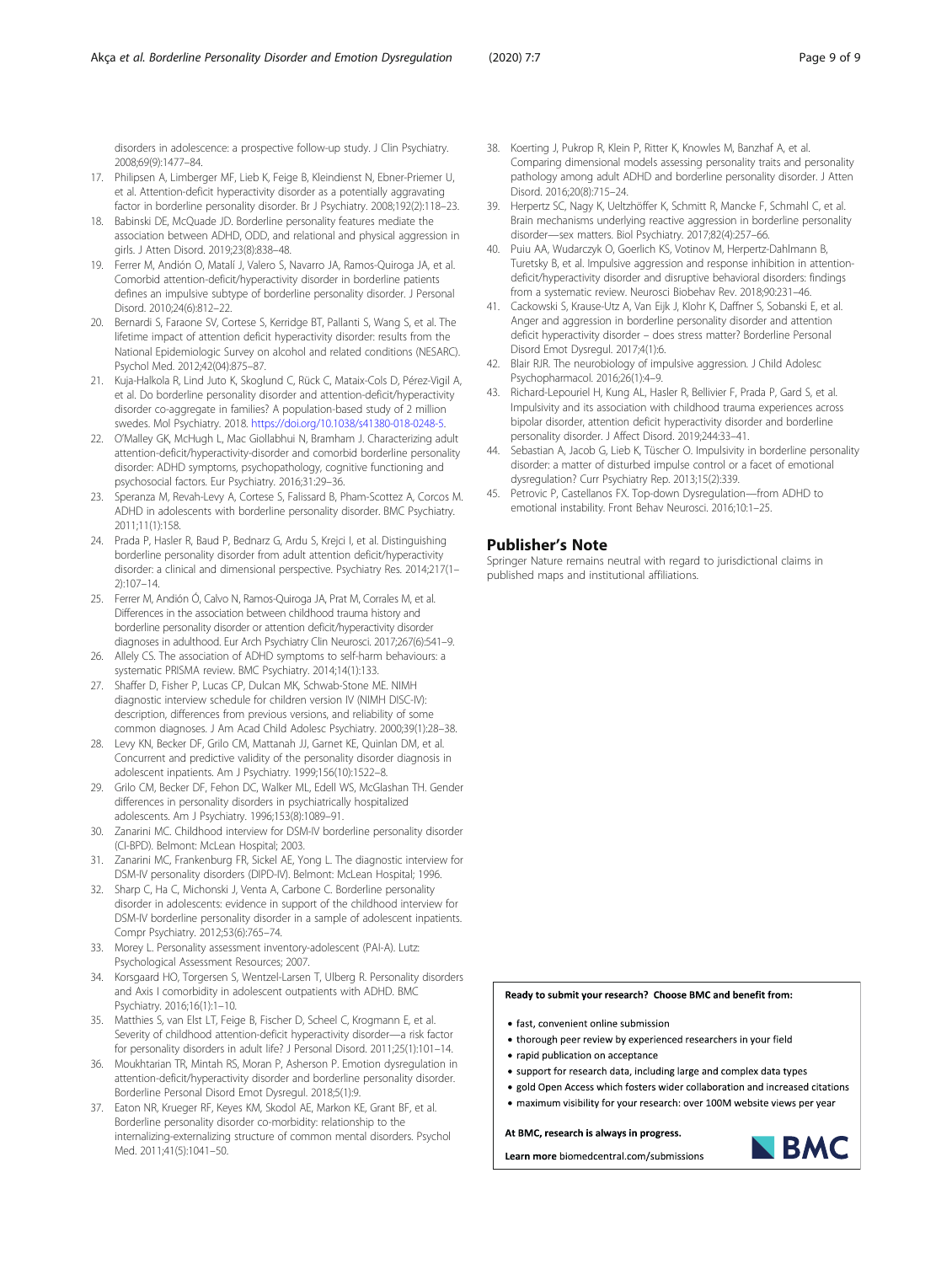disorders in adolescence: a prospective follow-up study. J Clin Psychiatry. 2008;69(9):1477–84.

17. Philipsen A, Limberger MF, Lieb K, Feige B, Kleindienst N, Ebner-Priemer U, et al. Attention-deficit hyperactivity disorder as a potentially aggravating factor in borderline personality disorder. Br J Psychiatry. 2008;192(2):118–23.
18. Babinski DE, McQuade JD. Borderline personality features mediate the association between ADHD, ODD, and relational and physical aggression in girls. J Atten Disord. 2019;23(8):838–48.
19. Ferrer M, Andión O, Matalí J, Valero S, Navarro JA, Ramos-Quiroga JA, et al. Comorbid attention-deficit/hyperactivity disorder in borderline patients defines an impulsive subtype of borderline personality disorder. J Personal Disord. 2010;24(6):812–22.
20. Bernardi S, Faraone SV, Cortese S, Kerridge BT, Pallanti S, Wang S, et al. The lifetime impact of attention deficit hyperactivity disorder: results from the National Epidemiologic Survey on alcohol and related conditions (NESARC). Psychol Med. 2012;42(04):875–87.
21. Kuja-Halkola R, Lind Juto K, Skoglund C, Rück C, Mataix-Cols D, Pérez-Vigil A, et al. Do borderline personality disorder and attention-deficit/hyperactivity disorder co-aggregate in families? A population-based study of 2 million swedes. Mol Psychiatry. 2018. https://doi.org/10.1038/s41380-018-0248-5.
22. O'Malley GK, McHugh L, Mac Giollabhui N, Bramham J. Characterizing adult attention-deficit/hyperactivity-disorder and comorbid borderline personality disorder: ADHD symptoms, psychopathology, cognitive functioning and psychosocial factors. Eur Psychiatry. 2016;31:29–36.
23. Speranza M, Revah-Levy A, Cortese S, Falissard B, Pham-Scottez A, Corcos M. ADHD in adolescents with borderline personality disorder. BMC Psychiatry. 2011;11(1):158.
24. Prada P, Hasler R, Baud P, Bednarz G, Ardu S, Krejci I, et al. Distinguishing borderline personality disorder from adult attention deficit/hyperactivity disorder: a clinical and dimensional perspective. Psychiatry Res. 2014;217(1–2):107–14.
25. Ferrer M, Andión Ó, Calvo N, Ramos-Quiroga JA, Prat M, Corrales M, et al. Differences in the association between childhood trauma history and borderline personality disorder or attention deficit/hyperactivity disorder diagnoses in adulthood. Eur Arch Psychiatry Clin Neurosci. 2017;267(6):541–9.
26. Allely CS. The association of ADHD symptoms to self-harm behaviours: a systematic PRISMA review. BMC Psychiatry. 2014;14(1):133.
27. Shaffer D, Fisher P, Lucas CP, Dulcan MK, Schwab-Stone ME. NIMH diagnostic interview schedule for children version IV (NIMH DISC-IV): description, differences from previous versions, and reliability of some common diagnoses. J Am Acad Child Adolesc Psychiatry. 2000;39(1):28–38.
28. Levy KN, Becker DF, Grilo CM, Mattanah JJ, Garnet KE, Quinlan DM, et al. Concurrent and predictive validity of the personality disorder diagnosis in adolescent inpatients. Am J Psychiatry. 1999;156(10):1522–8.
29. Grilo CM, Becker DF, Fehon DC, Walker ML, Edell WS, McGlashan TH. Gender differences in personality disorders in psychiatrically hospitalized adolescents. Am J Psychiatry. 1996;153(8):1089–91.
30. Zanarini MC. Childhood interview for DSM-IV borderline personality disorder (CI-BPD). Belmont: McLean Hospital; 2003.
31. Zanarini MC, Frankenburg FR, Sickel AE, Yong L. The diagnostic interview for DSM-IV personality disorders (DIPD-IV). Belmont: McLean Hospital; 1996.
32. Sharp C, Ha C, Michonski J, Venta A, Carbone C. Borderline personality disorder in adolescents: evidence in support of the childhood interview for DSM-IV borderline personality disorder in a sample of adolescent inpatients. Compr Psychiatry. 2012;53(6):765–74.
33. Morey L. Personality assessment inventory-adolescent (PAI-A). Lutz: Psychological Assessment Resources; 2007.
34. Korsgaard HO, Torgersen S, Wentzel-Larsen T, Ulberg R. Personality disorders and Axis I comorbidity in adolescent outpatients with ADHD. BMC Psychiatry. 2016;16(1):1–10.
35. Matthies S, van Elst LT, Feige B, Fischer D, Scheel C, Krogmann E, et al. Severity of childhood attention-deficit hyperactivity disorder—a risk factor for personality disorders in adult life? J Personal Disord. 2011;25(1):101–14.
36. Moukhtarian TR, Mintah RS, Moran P, Asherson P. Emotion dysregulation in attention-deficit/hyperactivity disorder and borderline personality disorder. Borderline Personal Disord Emot Dysregul. 2018;5(1):9.
37. Eaton NR, Krueger RF, Keyes KM, Skodol AE, Markon KE, Grant BF, et al. Borderline personality disorder co-morbidity: relationship to the internalizing-externalizing structure of common mental disorders. Psychol Med. 2011;41(5):1041–50.
38. Koerting J, Pukrop R, Klein P, Ritter K, Knowles M, Banzhaf A, et al. Comparing dimensional models assessing personality traits and personality pathology among adult ADHD and borderline personality disorder. J Atten Disord. 2016;20(8):715–24.
39. Herpertz SC, Nagy K, Ueltzhöffer K, Schmitt R, Mancke F, Schmahl C, et al. Brain mechanisms underlying reactive aggression in borderline personality disorder—sex matters. Biol Psychiatry. 2017;82(4):257–66.
40. Puiu AA, Wudarczyk O, Goerlich KS, Votinov M, Herpertz-Dahlmann B, Turetsky B, et al. Impulsive aggression and response inhibition in attention-deficit/hyperactivity disorder and disruptive behavioral disorders: findings from a systematic review. Neurosci Biobehav Rev. 2018;90:231–46.
41. Cackowski S, Krause-Utz A, Van Eijk J, Klohr K, Daffner S, Sobanski E, et al. Anger and aggression in borderline personality disorder and attention deficit hyperactivity disorder – does stress matter? Borderline Personal Disord Emot Dysregul. 2017;4(1):6.
42. Blair RJR. The neurobiology of impulsive aggression. J Child Adolesc Psychopharmacol. 2016;26(1):4–9.
43. Richard-Lepouriel H, Kung AL, Hasler R, Bellivier F, Prada P, Gard S, et al. Impulsivity and its association with childhood trauma experiences across bipolar disorder, attention deficit hyperactivity disorder and borderline personality disorder. J Affect Disord. 2019;244:33–41.
44. Sebastian A, Jacob G, Lieb K, Tüscher O. Impulsivity in borderline personality disorder: a matter of disturbed impulse control or a facet of emotional dysregulation? Curr Psychiatry Rep. 2013;15(2):339.
45. Petrovic P, Castellanos FX. Top-down Dysregulation—from ADHD to emotional instability. Front Behav Neurosci. 2016;10:1–25.

## Publisher's Note

Springer Nature remains neutral with regard to jurisdictional claims in published maps and institutional affiliations.

**Ready to submit your research? Choose BMC and benefit from:**

- fast, convenient online submission
- thorough peer review by experienced researchers in your field
- rapid publication on acceptance
- support for research data, including large and complex data types
- gold Open Access which fosters wider collaboration and increased citations
- maximum visibility for your research: over 100M website views per year

**At BMC, research is always in progress.**

**Learn more** biomedcentral.com/submissions

BMC